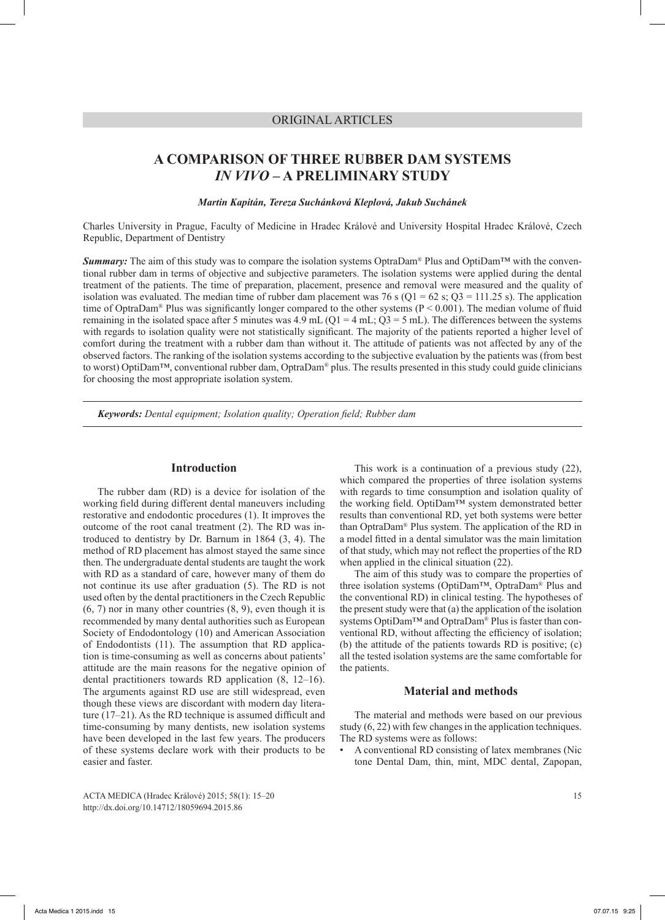ORIGINAL ARTICLES

# A COMPARISON OF THREE RUBBER DAM SYSTEMS *IN VIVO* – A PRELIMINARY STUDY

***Martin Kapitán, Tereza Suchánková Kleplová, Jakub Suchánek***

Charles University in Prague, Faculty of Medicine in Hradec Králové and University Hospital Hradec Králové, Czech Republic, Department of Dentistry

***Summary:*** The aim of this study was to compare the isolation systems OptraDam® Plus and OptiDam™ with the conventional rubber dam in terms of objective and subjective parameters. The isolation systems were applied during the dental treatment of the patients. The time of preparation, placement, presence and removal were measured and the quality of isolation was evaluated. The median time of rubber dam placement was 76 s (Q1 = 62 s; Q3 = 111.25 s). The application time of OptraDam® Plus was significantly longer compared to the other systems ($P < 0.001$). The median volume of fluid remaining in the isolated space after 5 minutes was 4.9 mL (Q1 = 4 mL; Q3 = 5 mL). The differences between the systems with regards to isolation quality were not statistically significant. The majority of the patients reported a higher level of comfort during the treatment with a rubber dam than without it. The attitude of patients was not affected by any of the observed factors. The ranking of the isolation systems according to the subjective evaluation by the patients was (from best to worst) OptiDam™, conventional rubber dam, OptraDam® plus. The results presented in this study could guide clinicians for choosing the most appropriate isolation system.

***Keywords:*** *Dental equipment; Isolation quality; Operation field; Rubber dam*

## Introduction

The rubber dam (RD) is a device for isolation of the working field during different dental maneuvers including restorative and endodontic procedures (1). It improves the outcome of the root canal treatment (2). The RD was introduced to dentistry by Dr. Barnum in 1864 (3, 4). The method of RD placement has almost stayed the same since then. The undergraduate dental students are taught the work with RD as a standard of care, however many of them do not continue its use after graduation (5). The RD is not used often by the dental practitioners in the Czech Republic (6, 7) nor in many other countries (8, 9), even though it is recommended by many dental authorities such as European Society of Endodontology (10) and American Association of Endodontists (11). The assumption that RD application is time-consuming as well as concerns about patients' attitude are the main reasons for the negative opinion of dental practitioners towards RD application (8, 12–16). The arguments against RD use are still widespread, even though these views are discordant with modern day literature (17–21). As the RD technique is assumed difficult and time-consuming by many dentists, new isolation systems have been developed in the last few years. The producers of these systems declare work with their products to be easier and faster.

This work is a continuation of a previous study (22), which compared the properties of three isolation systems with regards to time consumption and isolation quality of the working field. OptiDam™ system demonstrated better results than conventional RD, yet both systems were better than OptraDam® Plus system. The application of the RD in a model fitted in a dental simulator was the main limitation of that study, which may not reflect the properties of the RD when applied in the clinical situation (22).

The aim of this study was to compare the properties of three isolation systems (OptiDam™, OptraDam® Plus and the conventional RD) in clinical testing. The hypotheses of the present study were that (a) the application of the isolation systems OptiDam™ and OptraDam® Plus is faster than conventional RD, without affecting the efficiency of isolation; (b) the attitude of the patients towards RD is positive; (c) all the tested isolation systems are the same comfortable for the patients.

## Material and methods

The material and methods were based on our previous study (6, 22) with few changes in the application techniques. The RD systems were as follows:

- A conventional RD consisting of latex membranes (Nic tone Dental Dam, thin, mint, MDC dental, Zapopan,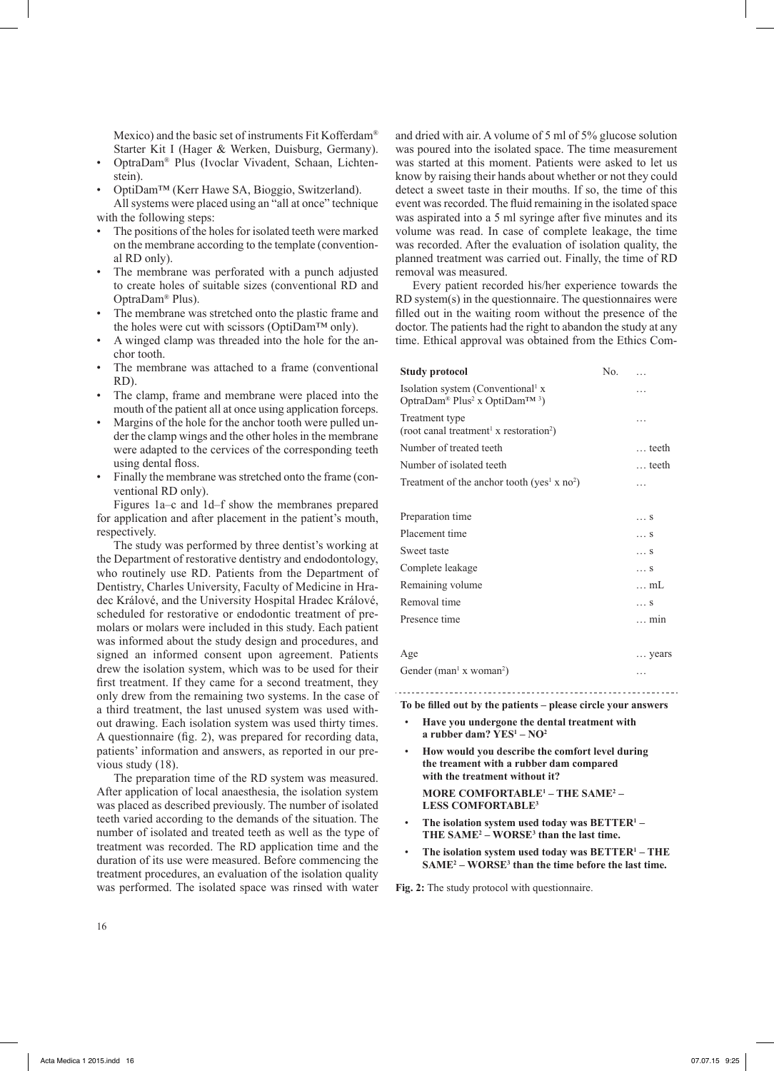Mexico) and the basic set of instruments Fit Kofferdam® Starter Kit I (Hager & Werken, Duisburg, Germany).

- OptraDam® Plus (Ivoclar Vivadent, Schaan, Lichtenstein).
- OptiDam™ (Kerr Hawe SA, Bioggio, Switzerland).

All systems were placed using an "all at once" technique with the following steps:

- The positions of the holes for isolated teeth were marked on the membrane according to the template (conventional RD only).
- The membrane was perforated with a punch adjusted to create holes of suitable sizes (conventional RD and OptraDam® Plus).
- The membrane was stretched onto the plastic frame and the holes were cut with scissors (OptiDam™ only).
- A winged clamp was threaded into the hole for the anchor tooth.
- The membrane was attached to a frame (conventional RD).
- The clamp, frame and membrane were placed into the mouth of the patient all at once using application forceps.
- Margins of the hole for the anchor tooth were pulled under the clamp wings and the other holes in the membrane were adapted to the cervices of the corresponding teeth using dental floss.
- Finally the membrane was stretched onto the frame (conventional RD only).

Figures 1a–c and 1d–f show the membranes prepared for application and after placement in the patient's mouth, respectively.

The study was performed by three dentist's working at the Department of restorative dentistry and endodontology, who routinely use RD. Patients from the Department of Dentistry, Charles University, Faculty of Medicine in Hradec Králové, and the University Hospital Hradec Králové, scheduled for restorative or endodontic treatment of premolars or molars were included in this study. Each patient was informed about the study design and procedures, and signed an informed consent upon agreement. Patients drew the isolation system, which was to be used for their first treatment. If they came for a second treatment, they only drew from the remaining two systems. In the case of a third treatment, the last unused system was used without drawing. Each isolation system was used thirty times. A questionnaire (fig. 2), was prepared for recording data, patients' information and answers, as reported in our previous study (18).

The preparation time of the RD system was measured. After application of local anaesthesia, the isolation system was placed as described previously. The number of isolated teeth varied according to the demands of the situation. The number of isolated and treated teeth as well as the type of treatment was recorded. The RD application time and the duration of its use were measured. Before commencing the treatment procedures, an evaluation of the isolation quality was performed. The isolated space was rinsed with water and dried with air. A volume of 5 ml of 5% glucose solution was poured into the isolated space. The time measurement was started at this moment. Patients were asked to let us know by raising their hands about whether or not they could detect a sweet taste in their mouths. If so, the time of this event was recorded. The fluid remaining in the isolated space was aspirated into a 5 ml syringe after five minutes and its volume was read. In case of complete leakage, the time was recorded. After the evaluation of isolation quality, the planned treatment was carried out. Finally, the time of RD removal was measured.

Every patient recorded his/her experience towards the RD system(s) in the questionnaire. The questionnaires were filled out in the waiting room without the presence of the doctor. The patients had the right to abandon the study at any time. Ethical approval was obtained from the Ethics Com-

| **Study protocol** | No. | … |
|---|---|---|
| Isolation system (Conventional[1] x OptraDam® Plus[2] x OptiDam™ [3]) | | … |
| Treatment type (root canal treatment[1] x restoration[2]) | | … |
| Number of treated teeth | | … teeth |
| Number of isolated teeth | | … teeth |
| Treatment of the anchor tooth (yes[1] x no[2]) | | … |
| | | |
| Preparation time | | … s |
| Placement time | | … s |
| Sweet taste | | … s |
| Complete leakage | | … s |
| Remaining volume | | … mL |
| Removal time | | … s |
| Presence time | | … min |
| | | |
| Age | | … years |
| Gender (man[1] x woman[2]) | | … |

**To be filled out by the patients – please circle your answers**

- **Have you undergone the dental treatment with a rubber dam? YES[1] – NO[2]**
- **How would you describe the comfort level during the treament with a rubber dam compared with the treatment without it?**

  **MORE COMFORTABLE[1] – THE SAME[2] – LESS COMFORTABLE[3]**
- **The isolation system used today was BETTER[1] – THE SAME[2] – WORSE[3] than the last time.**
- **The isolation system used today was BETTER[1] – THE SAME[2] – WORSE[3] than the time before the last time.**

**Fig. 2:** The study protocol with questionnaire.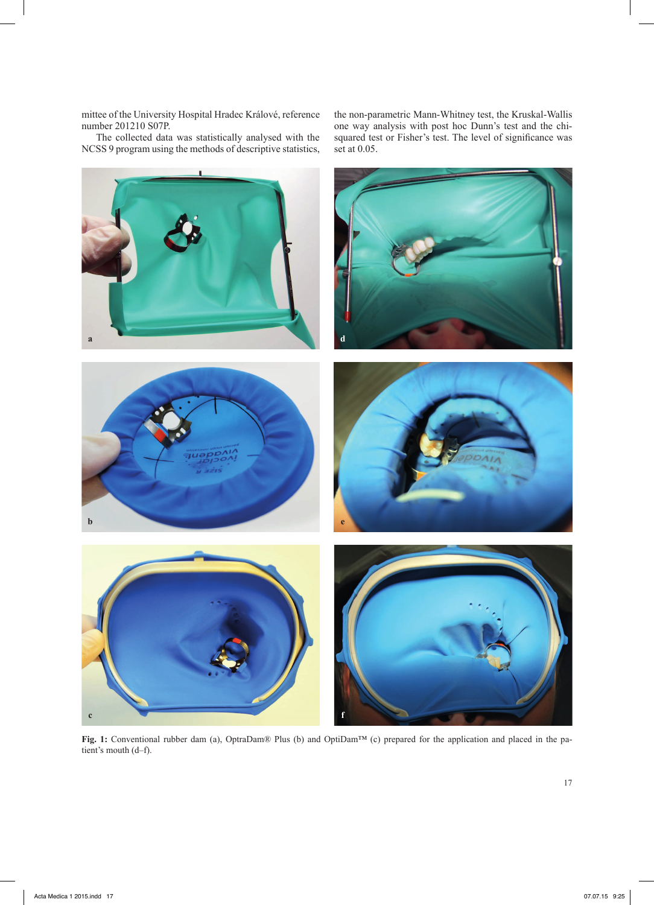mittee of the University Hospital Hradec Králové, reference number 201210 S07P.

The collected data was statistically analysed with the NCSS 9 program using the methods of descriptive statistics, the non-parametric Mann-Whitney test, the Kruskal-Wallis one way analysis with post hoc Dunn's test and the chi-squared test or Fisher's test. The level of significance was set at 0.05.

**Fig. 1:** Conventional rubber dam (a), OptraDam® Plus (b) and OptiDam™ (c) prepared for the application and placed in the patient's mouth (d–f).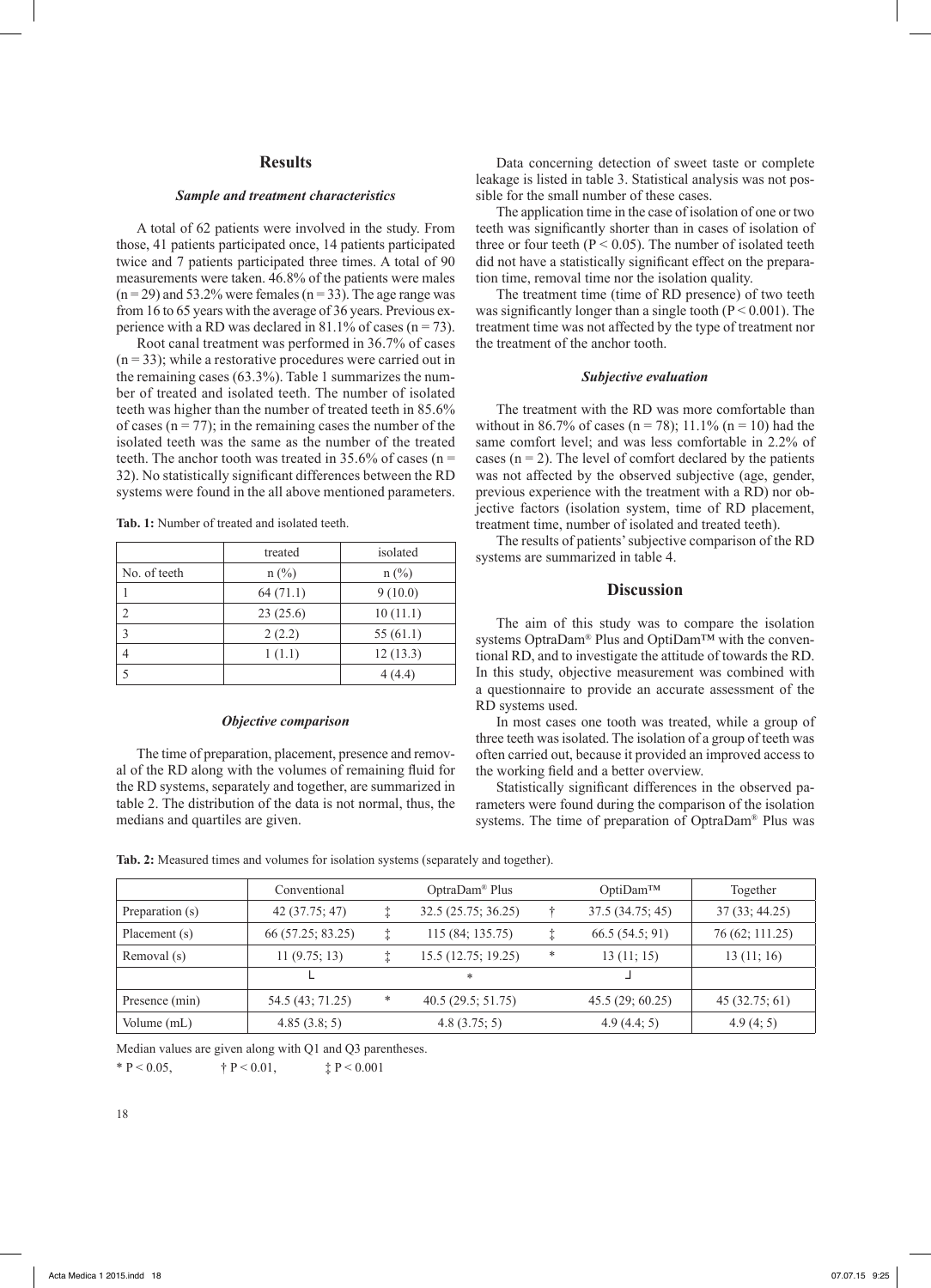## Results

### *Sample and treatment characteristics*

A total of 62 patients were involved in the study. From those, 41 patients participated once, 14 patients participated twice and 7 patients participated three times. A total of 90 measurements were taken. 46.8% of the patients were males (n = 29) and 53.2% were females (n = 33). The age range was from 16 to 65 years with the average of 36 years. Previous experience with a RD was declared in 81.1% of cases (n = 73).

Root canal treatment was performed in 36.7% of cases (n = 33); while a restorative procedures were carried out in the remaining cases (63.3%). Table 1 summarizes the number of treated and isolated teeth. The number of isolated teeth was higher than the number of treated teeth in 85.6% of cases (n = 77); in the remaining cases the number of the isolated teeth was the same as the number of the treated teeth. The anchor tooth was treated in 35.6% of cases (n = 32). No statistically significant differences between the RD systems were found in the all above mentioned parameters.

**Tab. 1:** Number of treated and isolated teeth.

| | treated | isolated |
|---|---|---|
| No. of teeth | n (%) | n (%) |
| 1 | 64 (71.1) | 9 (10.0) |
| 2 | 23 (25.6) | 10 (11.1) |
| 3 | 2 (2.2) | 55 (61.1) |
| 4 | 1 (1.1) | 12 (13.3) |
| 5 | | 4 (4.4) |

### *Objective comparison*

The time of preparation, placement, presence and removal of the RD along with the volumes of remaining fluid for the RD systems, separately and together, are summarized in table 2. The distribution of the data is not normal, thus, the medians and quartiles are given.

Data concerning detection of sweet taste or complete leakage is listed in table 3. Statistical analysis was not possible for the small number of these cases.

The application time in the case of isolation of one or two teeth was significantly shorter than in cases of isolation of three or four teeth (P < 0.05). The number of isolated teeth did not have a statistically significant effect on the preparation time, removal time nor the isolation quality.

The treatment time (time of RD presence) of two teeth was significantly longer than a single tooth (P < 0.001). The treatment time was not affected by the type of treatment nor the treatment of the anchor tooth.

### *Subjective evaluation*

The treatment with the RD was more comfortable than without in 86.7% of cases (n = 78); 11.1% (n = 10) had the same comfort level; and was less comfortable in 2.2% of cases (n = 2). The level of comfort declared by the patients was not affected by the observed subjective (age, gender, previous experience with the treatment with a RD) nor objective factors (isolation system, time of RD placement, treatment time, number of isolated and treated teeth).

The results of patients' subjective comparison of the RD systems are summarized in table 4.

## Discussion

The aim of this study was to compare the isolation systems OptraDam® Plus and OptiDam™ with the conventional RD, and to investigate the attitude of towards the RD. In this study, objective measurement was combined with a questionnaire to provide an accurate assessment of the RD systems used.

In most cases one tooth was treated, while a group of three teeth was isolated. The isolation of a group of teeth was often carried out, because it provided an improved access to the working field and a better overview.

Statistically significant differences in the observed parameters were found during the comparison of the isolation systems. The time of preparation of OptraDam® Plus was

**Tab. 2:** Measured times and volumes for isolation systems (separately and together).

| | Conventional | | OptraDam® Plus | | OptiDam™ | Together |
|---|---|---|---|---|---|---|
| Preparation (s) | 42 (37.75; 47) | ‡ | 32.5 (25.75; 36.25) | † | 37.5 (34.75; 45) | 37 (33; 44.25) |
| Placement (s) | 66 (57.25; 83.25) | ‡ | 115 (84; 135.75) | ‡ | 66.5 (54.5; 91) | 76 (62; 111.25) |
| Removal (s) | 11 (9.75; 13) | ‡ | 15.5 (12.75; 19.25) | * | 13 (11; 15) | 13 (11; 16) |
| | └ | | * | | ┘ | |
| Presence (min) | 54.5 (43; 71.25) | * | 40.5 (29.5; 51.75) | | 45.5 (29; 60.25) | 45 (32.75; 61) |
| Volume (mL) | 4.85 (3.8; 5) | | 4.8 (3.75; 5) | | 4.9 (4.4; 5) | 4.9 (4; 5) |

Median values are given along with Q1 and Q3 parentheses.

* P < 0.05, † P < 0.01, ‡ P < 0.001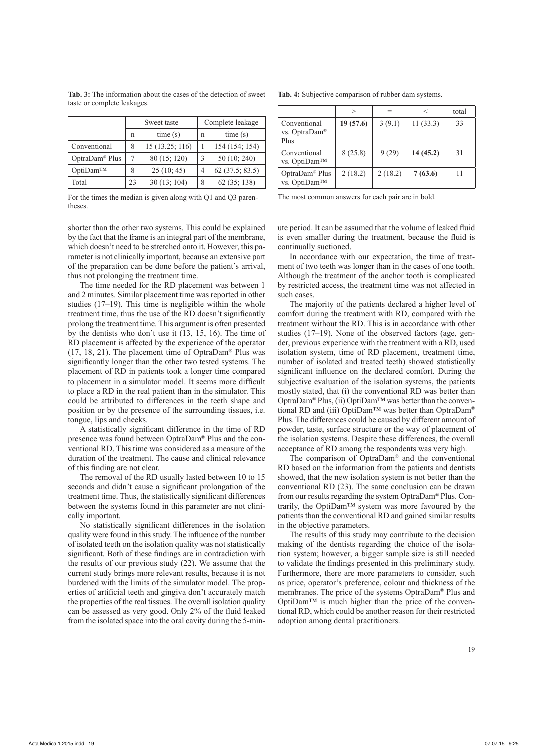**Tab. 3:** The information about the cases of the detection of sweet taste or complete leakages.

| | Sweet taste | | Complete leakage | |
|---|---|---|---|---|
| | n | time (s) | n | time (s) |
| Conventional | 8 | 15 (13.25; 116) | 1 | 154 (154; 154) |
| OptraDam® Plus | 7 | 80 (15; 120) | 3 | 50 (10; 240) |
| OptiDam™ | 8 | 25 (10; 45) | 4 | 62 (37.5; 83.5) |
| Total | 23 | 30 (13; 104) | 8 | 62 (35; 138) |

For the times the median is given along with Q1 and Q3 parentheses.

**Tab. 4:** Subjective comparison of rubber dam systems.

| | > | = | < | total |
|---|---|---|---|---|
| Conventional vs. OptraDam® Plus | **19 (57.6)** | 3 (9.1) | 11 (33.3) | 33 |
| Conventional vs. OptiDam™ | 8 (25.8) | 9 (29) | **14 (45.2)** | 31 |
| OptraDam® Plus vs. OptiDam™ | 2 (18.2) | 2 (18.2) | **7 (63.6)** | 11 |

The most common answers for each pair are in bold.

shorter than the other two systems. This could be explained by the fact that the frame is an integral part of the membrane, which doesn't need to be stretched onto it. However, this parameter is not clinically important, because an extensive part of the preparation can be done before the patient's arrival, thus not prolonging the treatment time.

The time needed for the RD placement was between 1 and 2 minutes. Similar placement time was reported in other studies (17–19). This time is negligible within the whole treatment time, thus the use of the RD doesn't significantly prolong the treatment time. This argument is often presented by the dentists who don't use it (13, 15, 16). The time of RD placement is affected by the experience of the operator (17, 18, 21). The placement time of OptraDam® Plus was significantly longer than the other two tested systems. The placement of RD in patients took a longer time compared to placement in a simulator model. It seems more difficult to place a RD in the real patient than in the simulator. This could be attributed to differences in the teeth shape and position or by the presence of the surrounding tissues, i.e. tongue, lips and cheeks.

A statistically significant difference in the time of RD presence was found between OptraDam® Plus and the conventional RD. This time was considered as a measure of the duration of the treatment. The cause and clinical relevance of this finding are not clear.

The removal of the RD usually lasted between 10 to 15 seconds and didn't cause a significant prolongation of the treatment time. Thus, the statistically significant differences between the systems found in this parameter are not clinically important.

No statistically significant differences in the isolation quality were found in this study. The influence of the number of isolated teeth on the isolation quality was not statistically significant. Both of these findings are in contradiction with the results of our previous study (22). We assume that the current study brings more relevant results, because it is not burdened with the limits of the simulator model. The properties of artificial teeth and gingiva don't accurately match the properties of the real tissues. The overall isolation quality can be assessed as very good. Only 2% of the fluid leaked from the isolated space into the oral cavity during the 5-minute period. It can be assumed that the volume of leaked fluid is even smaller during the treatment, because the fluid is continually suctioned.

In accordance with our expectation, the time of treatment of two teeth was longer than in the cases of one tooth. Although the treatment of the anchor tooth is complicated by restricted access, the treatment time was not affected in such cases.

The majority of the patients declared a higher level of comfort during the treatment with RD, compared with the treatment without the RD. This is in accordance with other studies (17–19). None of the observed factors (age, gender, previous experience with the treatment with a RD, used isolation system, time of RD placement, treatment time, number of isolated and treated teeth) showed statistically significant influence on the declared comfort. During the subjective evaluation of the isolation systems, the patients mostly stated, that (i) the conventional RD was better than OptraDam® Plus, (ii) OptiDam™ was better than the conventional RD and (iii) OptiDam™ was better than OptraDam® Plus. The differences could be caused by different amount of powder, taste, surface structure or the way of placement of the isolation systems. Despite these differences, the overall acceptance of RD among the respondents was very high.

The comparison of OptraDam® and the conventional RD based on the information from the patients and dentists showed, that the new isolation system is not better than the conventional RD (23). The same conclusion can be drawn from our results regarding the system OptraDam® Plus. Contrarily, the OptiDam™ system was more favoured by the patients than the conventional RD and gained similar results in the objective parameters.

The results of this study may contribute to the decision making of the dentists regarding the choice of the isolation system; however, a bigger sample size is still needed to validate the findings presented in this preliminary study. Furthermore, there are more parameters to consider, such as price, operator's preference, colour and thickness of the membranes. The price of the systems OptraDam® Plus and OptiDam™ is much higher than the price of the conventional RD, which could be another reason for their restricted adoption among dental practitioners.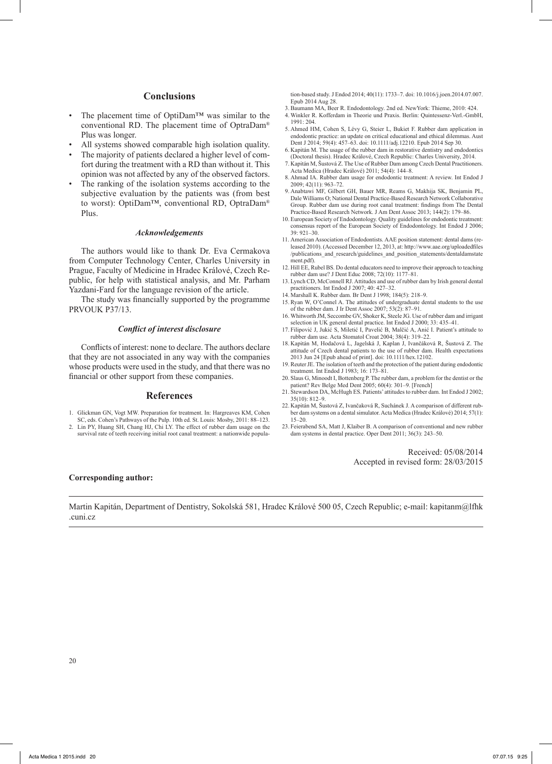## Conclusions

- The placement time of OptiDam™ was similar to the conventional RD. The placement time of OptraDam® Plus was longer.
- All systems showed comparable high isolation quality.
- The majority of patients declared a higher level of comfort during the treatment with a RD than without it. This opinion was not affected by any of the observed factors.
- The ranking of the isolation systems according to the subjective evaluation by the patients was (from best to worst): OptiDam™, conventional RD, OptraDam® Plus.

### *Acknowledgements*

The authors would like to thank Dr. Eva Cermakova from Computer Technology Center, Charles University in Prague, Faculty of Medicine in Hradec Králové, Czech Republic, for help with statistical analysis, and Mr. Parham Yazdani-Fard for the language revision of the article.

The study was financially supported by the programme PRVOUK P37/13.

### *Conflict of interest disclosure*

Conflicts of interest: none to declare. The authors declare that they are not associated in any way with the companies whose products were used in the study, and that there was no financial or other support from these companies.

## References

1. Glickman GN, Vogt MW. Preparation for treatment. In: Hargreaves KM, Cohen SC, eds. Cohen's Pathways of the Pulp. 10th ed. St. Louis: Mosby, 2011: 88–123.
2. Lin PY, Huang SH, Chang HJ, Chi LY. The effect of rubber dam usage on the survival rate of teeth receiving initial root canal treatment: a nationwide population-based study. J Endod 2014; 40(11): 1733–7. doi: 10.1016/j.joen.2014.07.007. Epub 2014 Aug 28.
3. Baumann MA, Beer R. Endodontology. 2nd ed. NewYork: Thieme, 2010: 424.
4. Winkler R. Kofferdam in Theorie und Praxis. Berlin: Quintessenz-Verl.-GmbH, 1991: 204.
5. Ahmed HM, Cohen S, Lévy G, Steier L, Bukiet F. Rubber dam application in endodontic practice: an update on critical educational and ethical dilemmas. Aust Dent J 2014; 59(4): 457–63. doi: 10.1111/adj.12210. Epub 2014 Sep 30.
6. Kapitán M. The usage of the rubber dam in restorative dentistry and endodontics (Doctoral thesis). Hradec Králové, Czech Republic: Charles University, 2014.
7. Kapitán M, Šustová Z. The Use of Rubber Dam among Czech Dental Practitioners. Acta Medica (Hradec Králové) 2011; 54(4): 144–8.
8. Ahmad IA. Rubber dam usage for endodontic treatment: A review. Int Endod J 2009; 42(11): 963–72.
9. Anabtawi MF, Gilbert GH, Bauer MR, Reams G, Makhija SK, Benjamin PL, Dale Williams O; National Dental Practice-Based Research Network Collaborative Group. Rubber dam use during root canal treatment: findings from The Dental Practice-Based Research Network. J Am Dent Assoc 2013; 144(2): 179–86.
10. European Society of Endodontology. Quality guidelines for endodontic treatment: consensus report of the European Society of Endodontology. Int Endod J 2006; 39: 921–30.
11. American Association of Endodontists. AAE position statement: dental dams (released 2010). (Accessed December 12, 2013, at: http://www.aae.org/uploadedfiles/publications_and_research/guidelines_and_position_statements/dentaldamstatement.pdf).
12. Hill EE, Rubel BS. Do dental educators need to improve their approach to teaching rubber dam use? J Dent Educ 2008; 72(10): 1177–81.
13. Lynch CD, McConnell RJ. Attitudes and use of rubber dam by Irish general dental practitioners. Int Endod J 2007; 40: 427–32.
14. Marshall K. Rubber dam. Br Dent J 1998; 184(5): 218–9.
15. Ryan W, O'Connel A. The attitudes of undergraduate dental students to the use of the rubber dam. J Ir Dent Assoc 2007; 53(2): 87–91.
16. Whitworth JM, Seccombe GV, Shoker K, Steele JG. Use of rubber dam and irrigant selection in UK general dental practice. Int Endod J 2000; 33: 435–41.
17. Filipović J, Jukić S, Miletić I, Pavelić B, Malčić A, Anić I. Patient's attitude to rubber dam use. Acta Stomatol Croat 2004; 38(4): 319–22.
18. Kapitán M, Hodačová L, Jagelská J, Kaplan J, Ivančáková R, Šustová Z. The attitude of Czech dental patients to the use of rubber dam. Health expectations 2013 Jun 24 [Epub ahead of print]. doi: 10.1111/hex.12102.
19. Reuter JE. The isolation of teeth and the protection of the patient during endodontic treatment. Int Endod J 1983; 16: 173–81.
20. Slaus G, Minoodt I, Bottenberg P. The rubber dam, a problem for the dentist or the patient? Rev Belge Med Dent 2005; 60(4): 301–9. [French]
21. Stewardson DA, McHugh ES. Patients' attitudes to rubber dam. Int Endod J 2002; 35(10): 812–9.
22. Kapitán M, Šustová Z, Ivančaková R, Suchánek J. A comparison of different rubber dam systems on a dental simulator. Acta Medica (Hradec Králové) 2014; 57(1): 15–20.
23. Feierabend SA, Matt J, Klaiber B. A comparison of conventional and new rubber dam systems in dental practice. Oper Dent 2011; 36(3): 243–50.

Received: 05/08/2014
Accepted in revised form: 28/03/2015

**Corresponding author:**

Martin Kapitán, Department of Dentistry, Sokolská 581, Hradec Králové 500 05, Czech Republic; e-mail: kapitanm@lfhk.cuni.cz